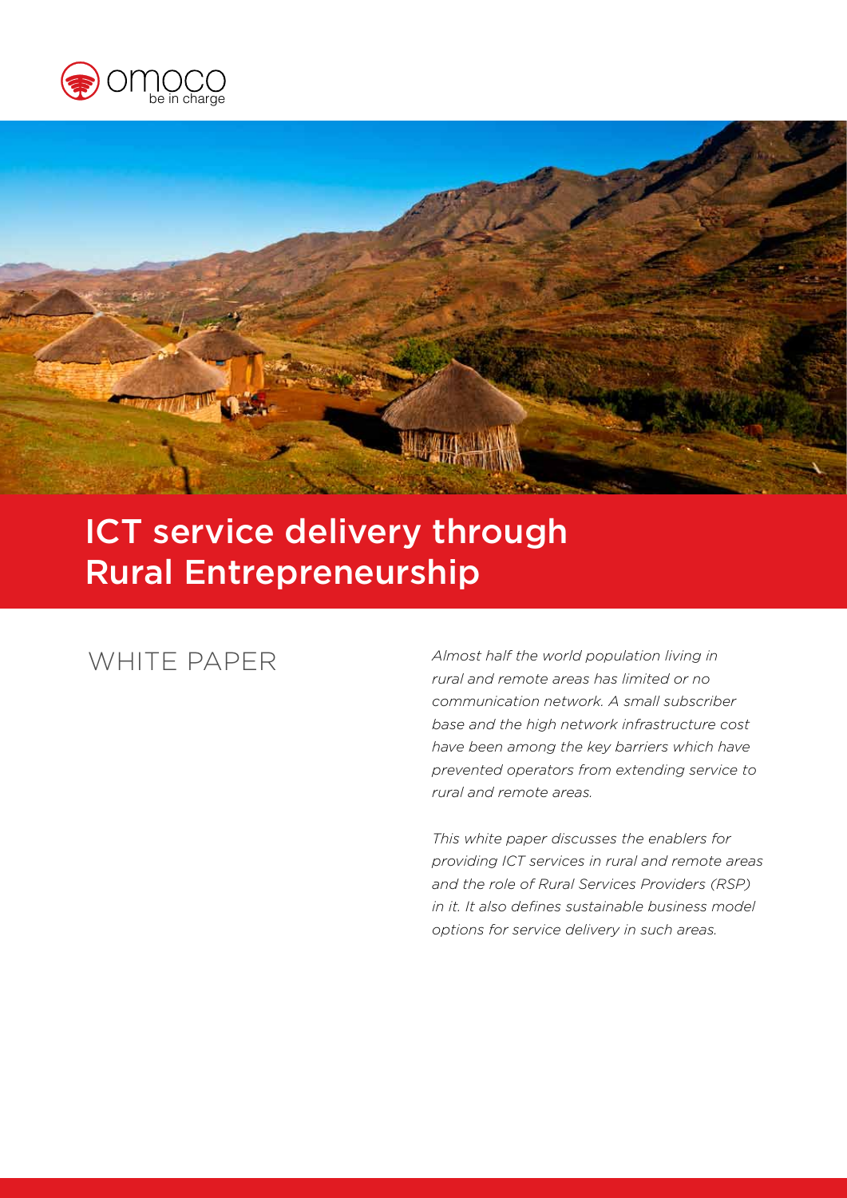omoco
be in charge

# ICT service delivery through Rural Entrepreneurship

## WHITE PAPER

*Almost half the world population living in rural and remote areas has limited or no communication network. A small subscriber base and the high network infrastructure cost have been among the key barriers which have prevented operators from extending service to rural and remote areas.*

*This white paper discusses the enablers for providing ICT services in rural and remote areas and the role of Rural Services Providers (RSP) in it. It also defines sustainable business model options for service delivery in such areas.*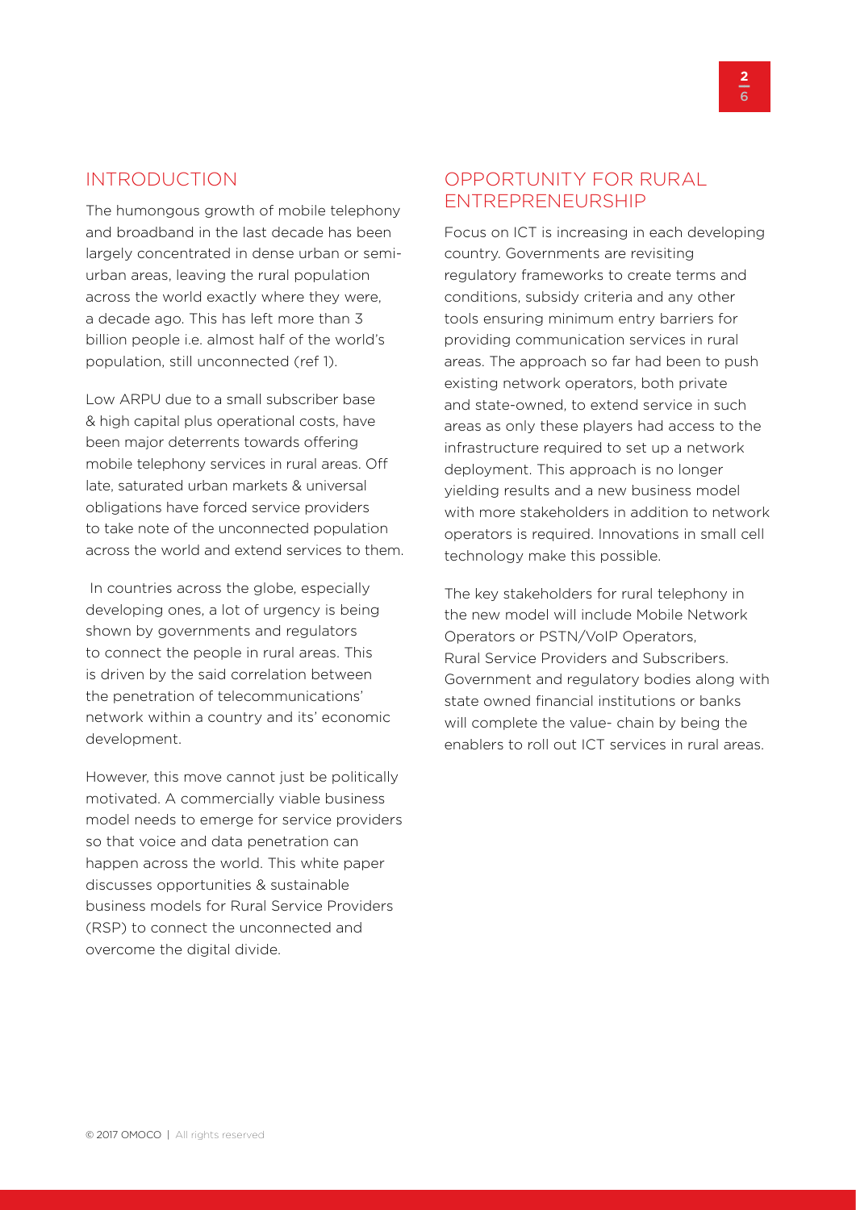## INTRODUCTION

The humongous growth of mobile telephony and broadband in the last decade has been largely concentrated in dense urban or semi-urban areas, leaving the rural population across the world exactly where they were, a decade ago. This has left more than 3 billion people i.e. almost half of the world's population, still unconnected (ref 1).

Low ARPU due to a small subscriber base & high capital plus operational costs, have been major deterrents towards offering mobile telephony services in rural areas. Off late, saturated urban markets & universal obligations have forced service providers to take note of the unconnected population across the world and extend services to them.

In countries across the globe, especially developing ones, a lot of urgency is being shown by governments and regulators to connect the people in rural areas. This is driven by the said correlation between the penetration of telecommunications' network within a country and its' economic development.

However, this move cannot just be politically motivated. A commercially viable business model needs to emerge for service providers so that voice and data penetration can happen across the world. This white paper discusses opportunities & sustainable business models for Rural Service Providers (RSP) to connect the unconnected and overcome the digital divide.

## OPPORTUNITY FOR RURAL ENTREPRENEURSHIP

Focus on ICT is increasing in each developing country. Governments are revisiting regulatory frameworks to create terms and conditions, subsidy criteria and any other tools ensuring minimum entry barriers for providing communication services in rural areas. The approach so far had been to push existing network operators, both private and state-owned, to extend service in such areas as only these players had access to the infrastructure required to set up a network deployment. This approach is no longer yielding results and a new business model with more stakeholders in addition to network operators is required. Innovations in small cell technology make this possible.

The key stakeholders for rural telephony in the new model will include Mobile Network Operators or PSTN/VoIP Operators, Rural Service Providers and Subscribers. Government and regulatory bodies along with state owned financial institutions or banks will complete the value- chain by being the enablers to roll out ICT services in rural areas.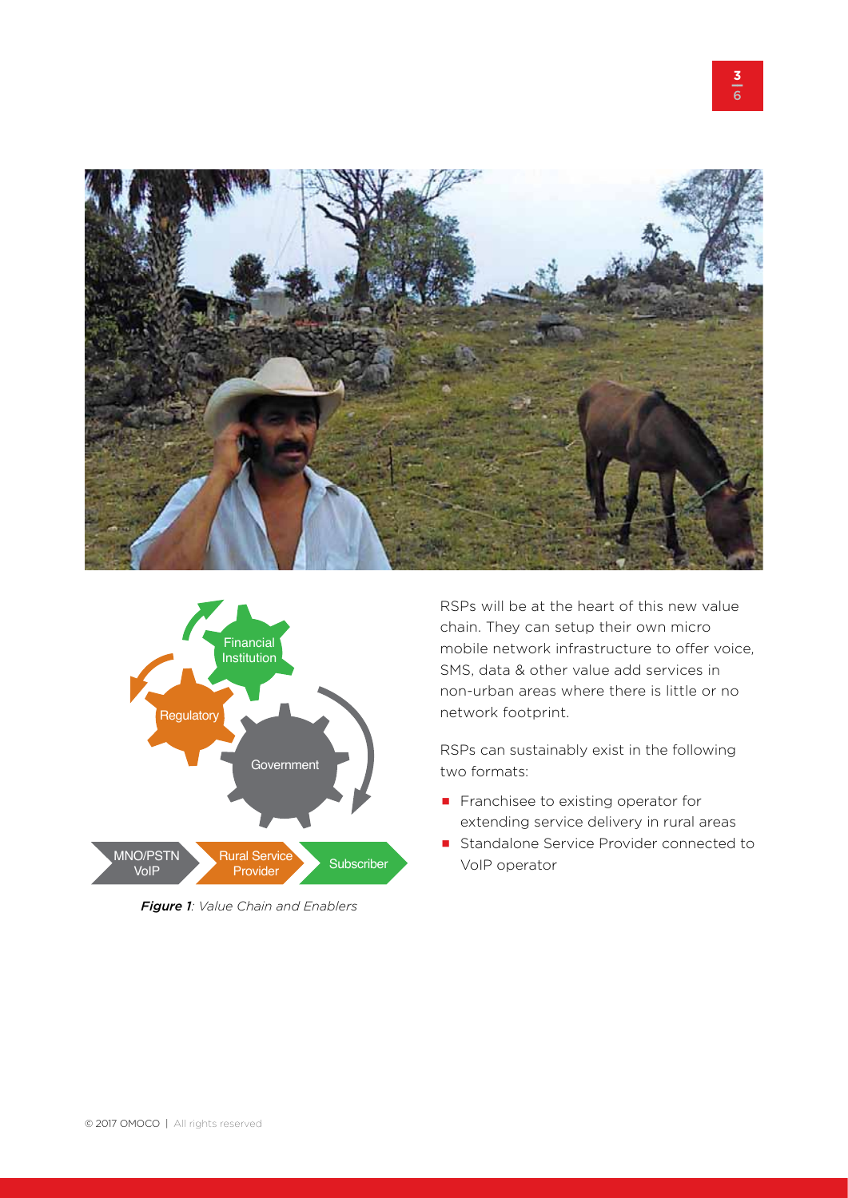RSPs will be at the heart of this new value chain. They can setup their own micro mobile network infrastructure to offer voice, SMS, data & other value add services in non-urban areas where there is little or no network footprint.

RSPs can sustainably exist in the following two formats:

- Franchisee to existing operator for extending service delivery in rural areas
- Standalone Service Provider connected to VoIP operator

***Figure 1**: Value Chain and Enablers*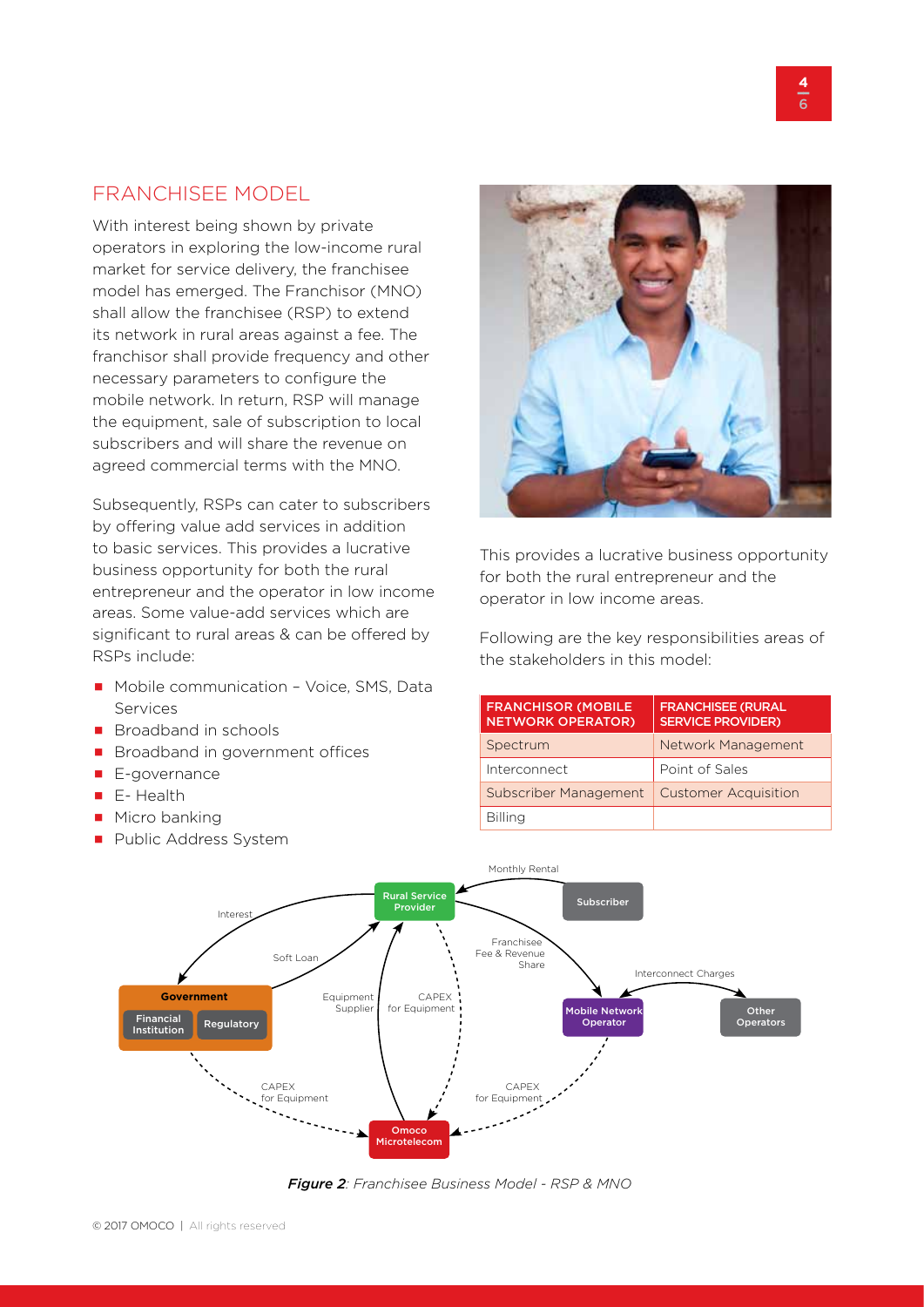## FRANCHISEE MODEL

With interest being shown by private operators in exploring the low-income rural market for service delivery, the franchisee model has emerged. The Franchisor (MNO) shall allow the franchisee (RSP) to extend its network in rural areas against a fee. The franchisor shall provide frequency and other necessary parameters to configure the mobile network. In return, RSP will manage the equipment, sale of subscription to local subscribers and will share the revenue on agreed commercial terms with the MNO.

Subsequently, RSPs can cater to subscribers by offering value add services in addition to basic services. This provides a lucrative business opportunity for both the rural entrepreneur and the operator in low income areas. Some value-add services which are significant to rural areas & can be offered by RSPs include:

- Mobile communication – Voice, SMS, Data Services
- Broadband in schools
- Broadband in government offices
- E-governance
- E- Health
- Micro banking
- Public Address System

This provides a lucrative business opportunity for both the rural entrepreneur and the operator in low income areas.

Following are the key responsibilities areas of the stakeholders in this model:

| FRANCHISOR (MOBILE NETWORK OPERATOR) | FRANCHISEE (RURAL SERVICE PROVIDER) |
|---|---|
| Spectrum | Network Management |
| Interconnect | Point of Sales |
| Subscriber Management | Customer Acquisition |
| Billing | |

*Figure 2: Franchisee Business Model - RSP & MNO*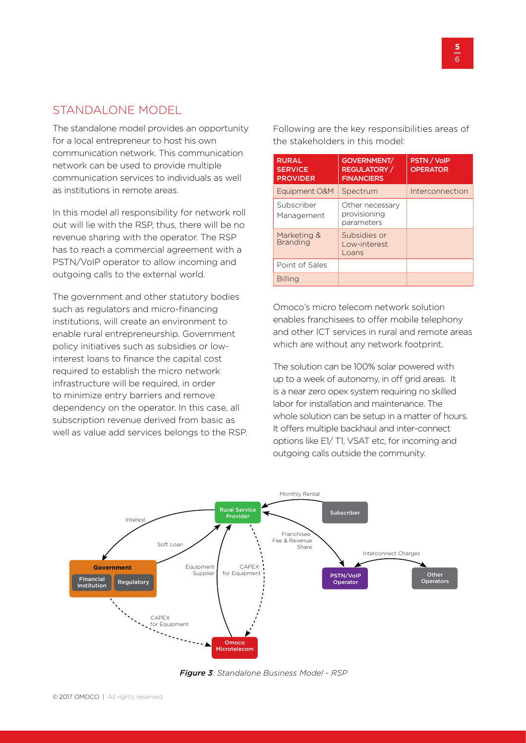## STANDALONE MODEL

The standalone model provides an opportunity for a local entrepreneur to host his own communication network. This communication network can be used to provide multiple communication services to individuals as well as institutions in remote areas.

In this model all responsibility for network roll out will lie with the RSP, thus, there will be no revenue sharing with the operator. The RSP has to reach a commercial agreement with a PSTN/VoIP operator to allow incoming and outgoing calls to the external world.

The government and other statutory bodies such as regulators and micro-financing institutions, will create an environment to enable rural entrepreneurship. Government policy initiatives such as subsidies or low-interest loans to finance the capital cost required to establish the micro network infrastructure will be required, in order to minimize entry barriers and remove dependency on the operator. In this case, all subscription revenue derived from basic as well as value add services belongs to the RSP.

Following are the key responsibilities areas of the stakeholders in this model:

| RURAL SERVICE PROVIDER | GOVERNMENT/ REGULATORY / FINANCIERS | PSTN / VoIP OPERATOR |
| --- | --- | --- |
| Equipment O&M | Spectrum | Interconnection |
| Subscriber Management | Other necessary provisioning parameters | |
| Marketing & Branding | Subsidies or Low-interest Loans | |
| Point of Sales | | |
| Billing | | |

Omoco's micro telecom network solution enables franchisees to offer mobile telephony and other ICT services in rural and remote areas which are without any network footprint.

The solution can be 100% solar powered with up to a week of autonomy, in off grid areas. It is a near zero opex system requiring no skilled labor for installation and maintenance. The whole solution can be setup in a matter of hours. It offers multiple backhaul and inter-connect options like E1/ T1, VSAT etc, for incoming and outgoing calls outside the community.

***Figure 3****: Standalone Business Model - RSP*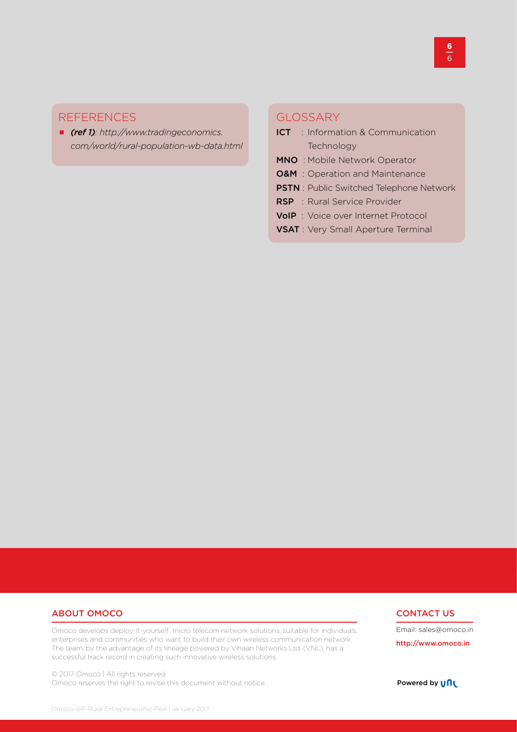## REFERENCES

- ***(ref 1)***: *http://www.tradingeconomics.com/world/rural-population-wb-data.html*

## GLOSSARY

**ICT** : Information & Communication Technology

**MNO** : Mobile Network Operator

**O&M** : Operation and Maintenance

**PSTN** : Public Switched Telephone Network

**RSP** : Rural Service Provider

**VoIP** : Voice over Internet Protocol

**VSAT** : Very Small Aperture Terminal

## ABOUT OMOCO

Omoco develops deploy-it-yourself micro telecom network solutions, suitable for individuals, enterprises and communities who want to build their own wireless communication network. The team, by the advantage of its lineage powered by Vihaan Networks Ltd. (VNL), has a successful track record in creating such innovative wireless solutions.

© 2017 Omoco | All rights reserved
Omoco reserves the right to revise this document without notice.

## CONTACT US

Email: sales@omoco.in

http://www.omoco.in

Powered by VNL

Omoco-WP-Rural Entrepreneuship-PA4 | January 2017